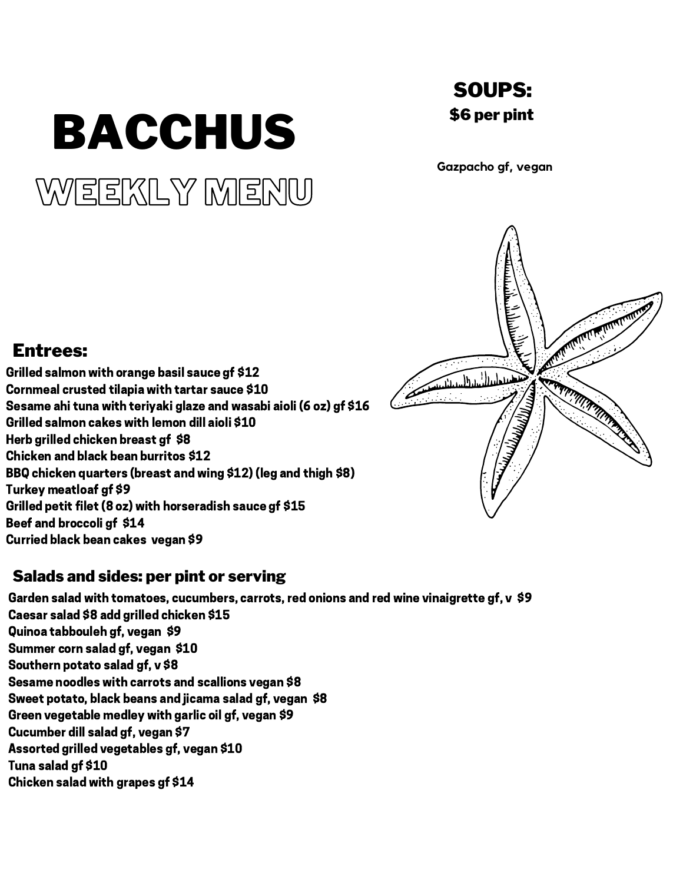# BACCHUS

## WEEKLY MENU

## SOUPS:

**$6 per pint**

Gazpacho gf, vegan

## Entrees:

**Grilled salmon with orange basil sauce gf $12**
**Cornmeal crusted tilapia with tartar sauce $10**
**Sesame ahi tuna with teriyaki glaze and wasabi aioli (6 oz) gf $16**
**Grilled salmon cakes with lemon dill aioli $10**
**Herb grilled chicken breast gf $8**
**Chicken and black bean burritos $12**
**BBQ chicken quarters (breast and wing $12) (leg and thigh $8)**
**Turkey meatloaf gf $9**
**Grilled petit filet (8 oz) with horseradish sauce gf $15**
**Beef and broccoli gf $14**
**Curried black bean cakes vegan $9**

## Salads and sides: per pint or serving

**Garden salad with tomatoes, cucumbers, carrots, red onions and red wine vinaigrette gf, v $9**
**Caesar salad $8 add grilled chicken $15**
**Quinoa tabbouleh gf, vegan $9**
**Summer corn salad gf, vegan $10**
**Southern potato salad gf, v $8**
**Sesame noodles with carrots and scallions vegan $8**
**Sweet potato, black beans and jicama salad gf, vegan $8**
**Green vegetable medley with garlic oil gf, vegan $9**
**Cucumber dill salad gf, vegan $7**
**Assorted grilled vegetables gf, vegan $10**
**Tuna salad gf $10**
**Chicken salad with grapes gf $14**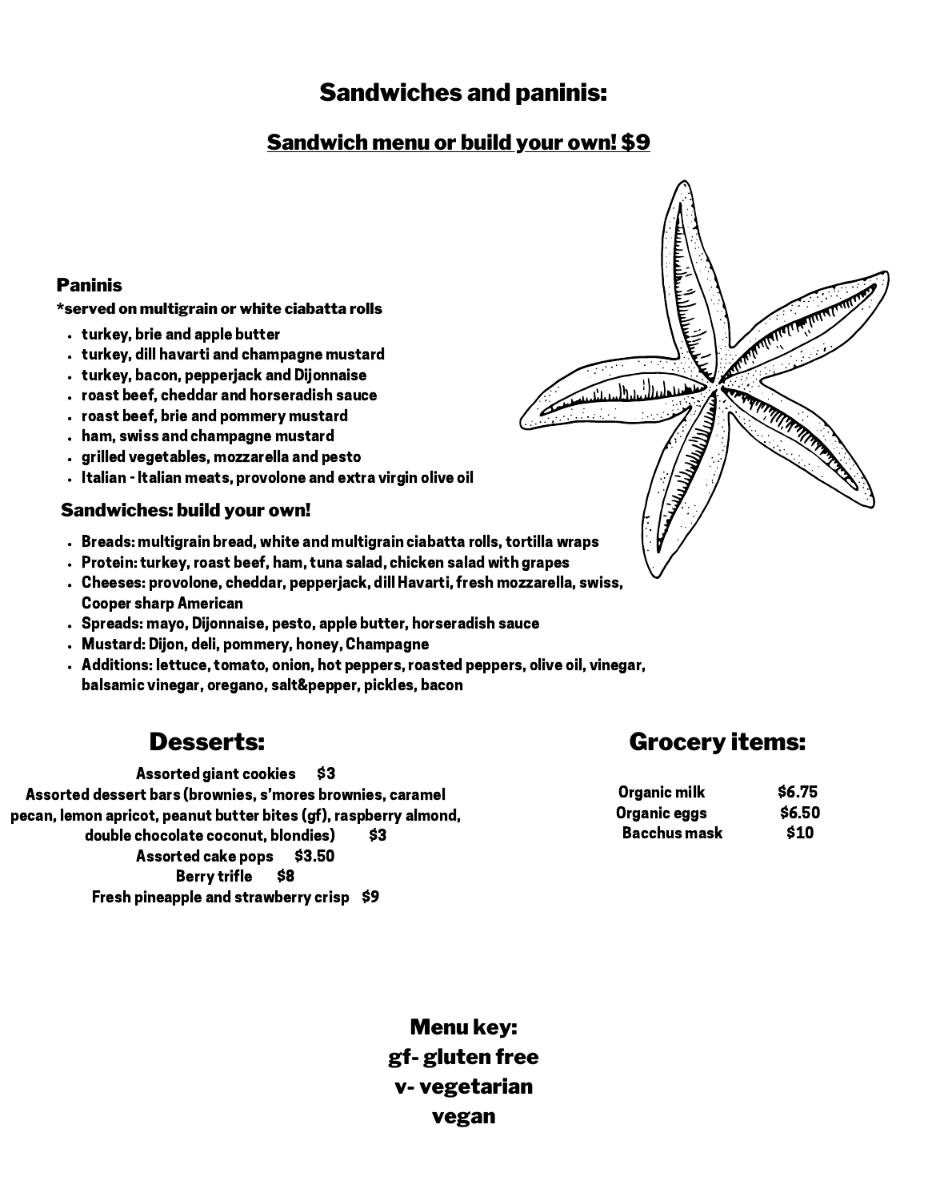# Sandwiches and paninis:

## Sandwich menu or build your own! $9

### Paninis

*served on multigrain or white ciabatta rolls

- turkey, brie and apple butter
- turkey, dill havarti and champagne mustard
- turkey, bacon, pepperjack and Dijonnaise
- roast beef, cheddar and horseradish sauce
- roast beef, brie and pommery mustard
- ham, swiss and champagne mustard
- grilled vegetables, mozzarella and pesto
- Italian - Italian meats, provolone and extra virgin olive oil

### Sandwiches: build your own!

- Breads: multigrain bread, white and multigrain ciabatta rolls, tortilla wraps
- Protein: turkey, roast beef, ham, tuna salad, chicken salad with grapes
- Cheeses: provolone, cheddar, pepperjack, dill Havarti, fresh mozzarella, swiss, Cooper sharp American
- Spreads: mayo, Dijonnaise, pesto, apple butter, horseradish sauce
- Mustard: Dijon, deli, pommery, honey, Champagne
- Additions: lettuce, tomato, onion, hot peppers, roasted peppers, olive oil, vinegar, balsamic vinegar, oregano, salt&pepper, pickles, bacon

## Desserts:

Assorted giant cookies $3

Assorted dessert bars (brownies, s'mores brownies, caramel pecan, lemon apricot, peanut butter bites (gf), raspberry almond, double chocolate coconut, blondies) $3

Assorted cake pops $3.50

Berry trifle $8

Fresh pineapple and strawberry crisp $9

## Grocery items:

| | |
|---|---|
| Organic milk | $6.75 |
| Organic eggs | $6.50 |
| Bacchus mask | $10 |

**Menu key:**

gf- gluten free

v- vegetarian

vegan